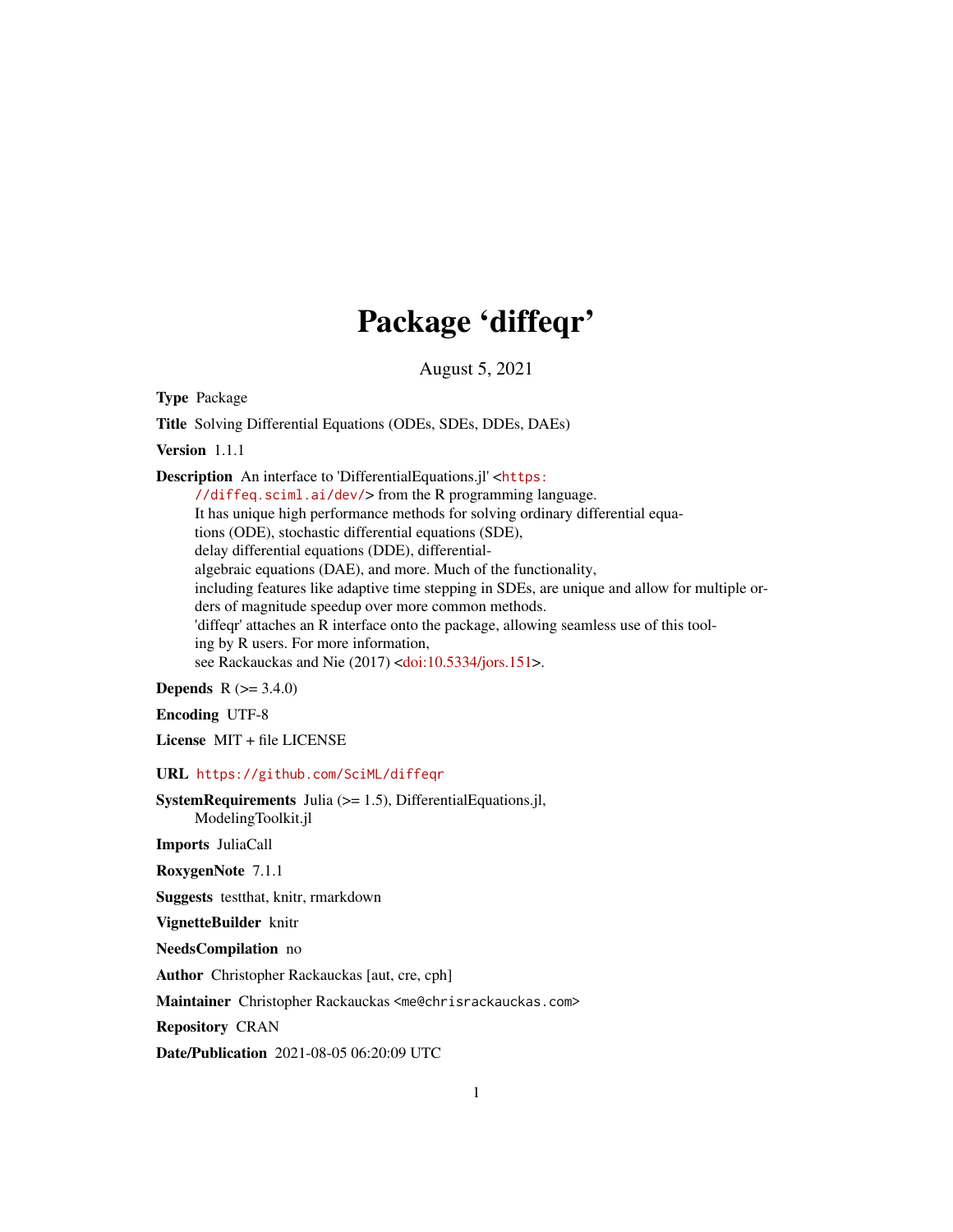# Package 'diffeqr'

August 5, 2021

**Type** Package

**Title** Solving Differential Equations (ODEs, SDEs, DDEs, DAEs)

**Version** 1.1.1

**Description** An interface to 'DifferentialEquations.jl' <https://diffeq.sciml.ai/dev/> from the R programming language.
It has unique high performance methods for solving ordinary differential equations (ODE), stochastic differential equations (SDE),
delay differential equations (DDE), differential-algebraic equations (DAE), and more. Much of the functionality,
including features like adaptive time stepping in SDEs, are unique and allow for multiple orders of magnitude speedup over more common methods.
'diffeqr' attaches an R interface onto the package, allowing seamless use of this tooling by R users. For more information,
see Rackauckas and Nie (2017) <doi:10.5334/jors.151>.

**Depends** R (>= 3.4.0)

**Encoding** UTF-8

**License** MIT + file LICENSE

**URL** https://github.com/SciML/diffeqr

**SystemRequirements** Julia (>= 1.5), DifferentialEquations.jl, ModelingToolkit.jl

**Imports** JuliaCall

**RoxygenNote** 7.1.1

**Suggests** testthat, knitr, rmarkdown

**VignetteBuilder** knitr

**NeedsCompilation** no

**Author** Christopher Rackauckas [aut, cre, cph]

**Maintainer** Christopher Rackauckas <me@chrisrackauckas.com>

**Repository** CRAN

**Date/Publication** 2021-08-05 06:20:09 UTC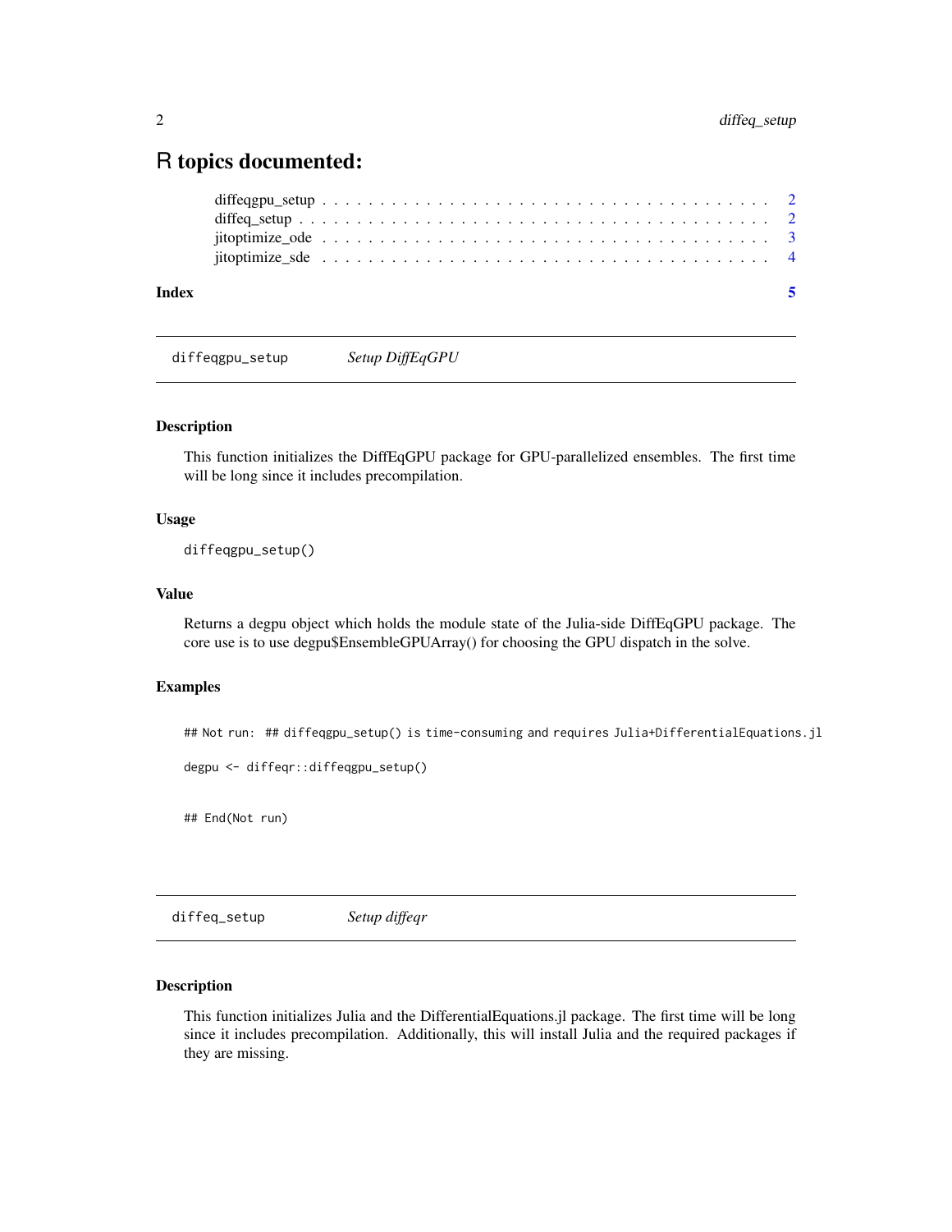# R topics documented:

diffeqgpu_setup . . . . . . . . . . . . . . . . . . . . . . . . . . . . . . . . . . . . 2
diffeq_setup . . . . . . . . . . . . . . . . . . . . . . . . . . . . . . . . . . . . . . 2
jitoptimize_ode . . . . . . . . . . . . . . . . . . . . . . . . . . . . . . . . . . . . 3
jitoptimize_sde . . . . . . . . . . . . . . . . . . . . . . . . . . . . . . . . . . . . 4

**Index** **5**

---

## diffeqgpu_setup *Setup DiffEqGPU*

---

### Description

This function initializes the DiffEqGPU package for GPU-parallelized ensembles. The first time will be long since it includes precompilation.

### Usage

```
diffeqgpu_setup()
```

### Value

Returns a degpu object which holds the module state of the Julia-side DiffEqGPU package. The core use is to use degpu$EnsembleGPUArray() for choosing the GPU dispatch in the solve.

### Examples

```
## Not run:  ## diffeqgpu_setup() is time-consuming and requires Julia+DifferentialEquations.jl

degpu <- diffeqr::diffeqgpu_setup()


## End(Not run)
```

---

## diffeq_setup *Setup diffeqr*

---

### Description

This function initializes Julia and the DifferentialEquations.jl package. The first time will be long since it includes precompilation. Additionally, this will install Julia and the required packages if they are missing.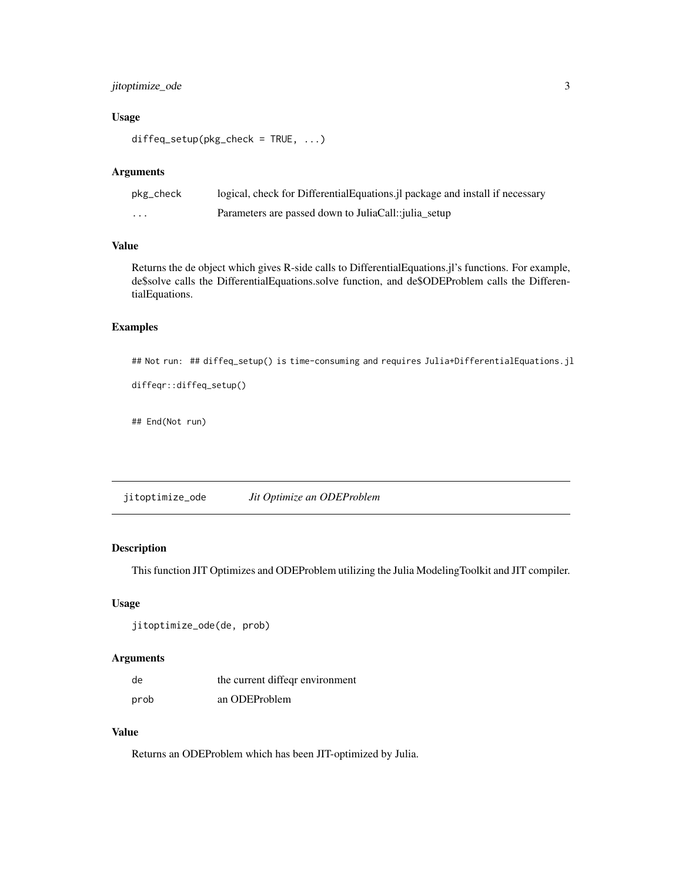### Usage

```
diffeq_setup(pkg_check = TRUE, ...)
```

### Arguments

| | |
|---|---|
| pkg_check | logical, check for DifferentialEquations.jl package and install if necessary |
| ... | Parameters are passed down to JuliaCall::julia_setup |

### Value

Returns the de object which gives R-side calls to DifferentialEquations.jl's functions. For example, de$solve calls the DifferentialEquations.solve function, and de$ODEProblem calls the DifferentialEquations.

### Examples

```
## Not run:  ## diffeq_setup() is time-consuming and requires Julia+DifferentialEquations.jl

diffeqr::diffeq_setup()


## End(Not run)
```

---

## jitoptimize_ode *Jit Optimize an ODEProblem*

### Description

This function JIT Optimizes and ODEProblem utilizing the Julia ModelingToolkit and JIT compiler.

### Usage

```
jitoptimize_ode(de, prob)
```

### Arguments

| | |
|---|---|
| de | the current diffeqr environment |
| prob | an ODEProblem |

### Value

Returns an ODEProblem which has been JIT-optimized by Julia.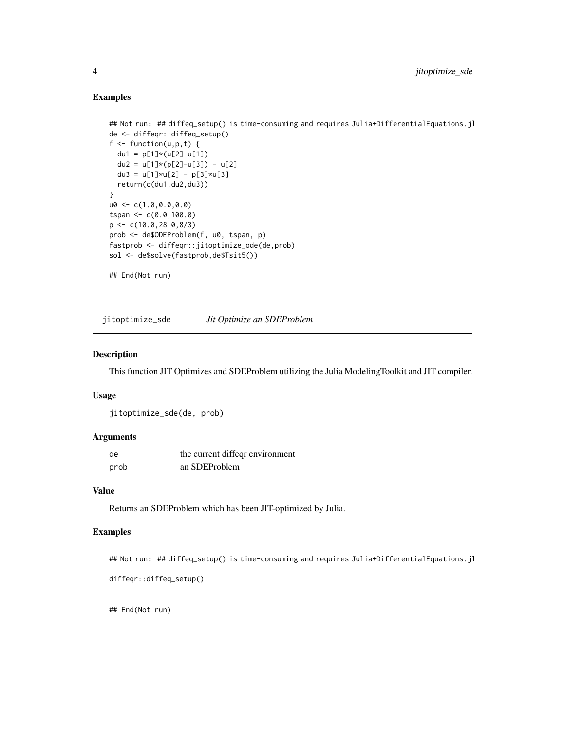## Examples

```
## Not run: ## diffeq_setup() is time-consuming and requires Julia+DifferentialEquations.jl
de <- diffeqr::diffeq_setup()
f <- function(u,p,t) {
  du1 = p[1]*(u[2]-u[1])
  du2 = u[1]*(p[2]-u[3]) - u[2]
  du3 = u[1]*u[2] - p[3]*u[3]
  return(c(du1,du2,du3))
}
u0 <- c(1.0,0.0,0.0)
tspan <- c(0.0,100.0)
p <- c(10.0,28.0,8/3)
prob <- de$ODEProblem(f, u0, tspan, p)
fastprob <- diffeqr::jitoptimize_ode(de,prob)
sol <- de$solve(fastprob,de$Tsit5())

## End(Not run)
```

---

# jitoptimize_sde *Jit Optimize an SDEProblem*

## Description

This function JIT Optimizes and SDEProblem utilizing the Julia ModelingToolkit and JIT compiler.

## Usage

```
jitoptimize_sde(de, prob)
```

## Arguments

| | |
|---|---|
| de | the current diffeqr environment |
| prob | an SDEProblem |

## Value

Returns an SDEProblem which has been JIT-optimized by Julia.

## Examples

```
## Not run: ## diffeq_setup() is time-consuming and requires Julia+DifferentialEquations.jl

diffeqr::diffeq_setup()


## End(Not run)
```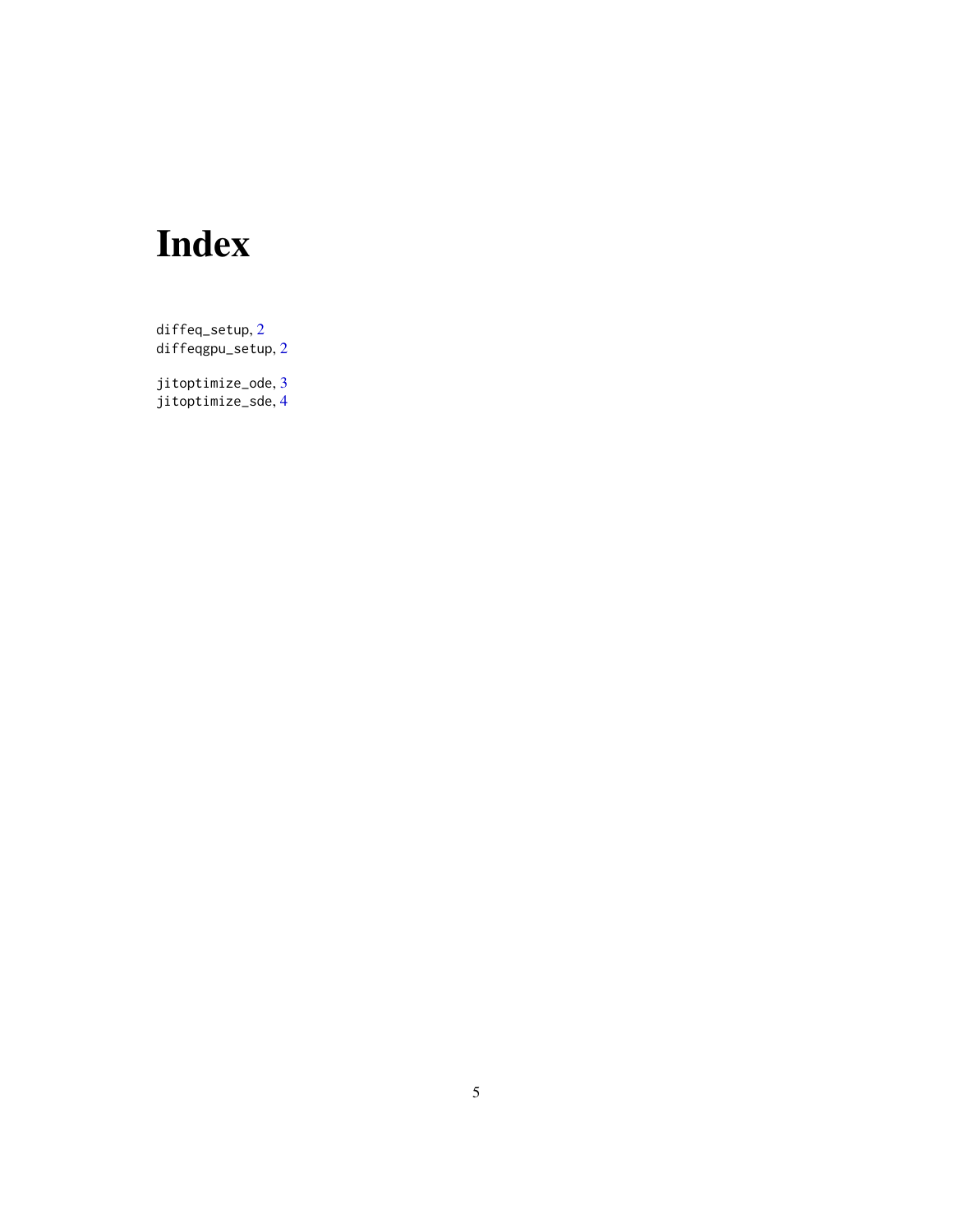# Index

diffeq_setup, 2
diffeqgpu_setup, 2

jitoptimize_ode, 3
jitoptimize_sde, 4